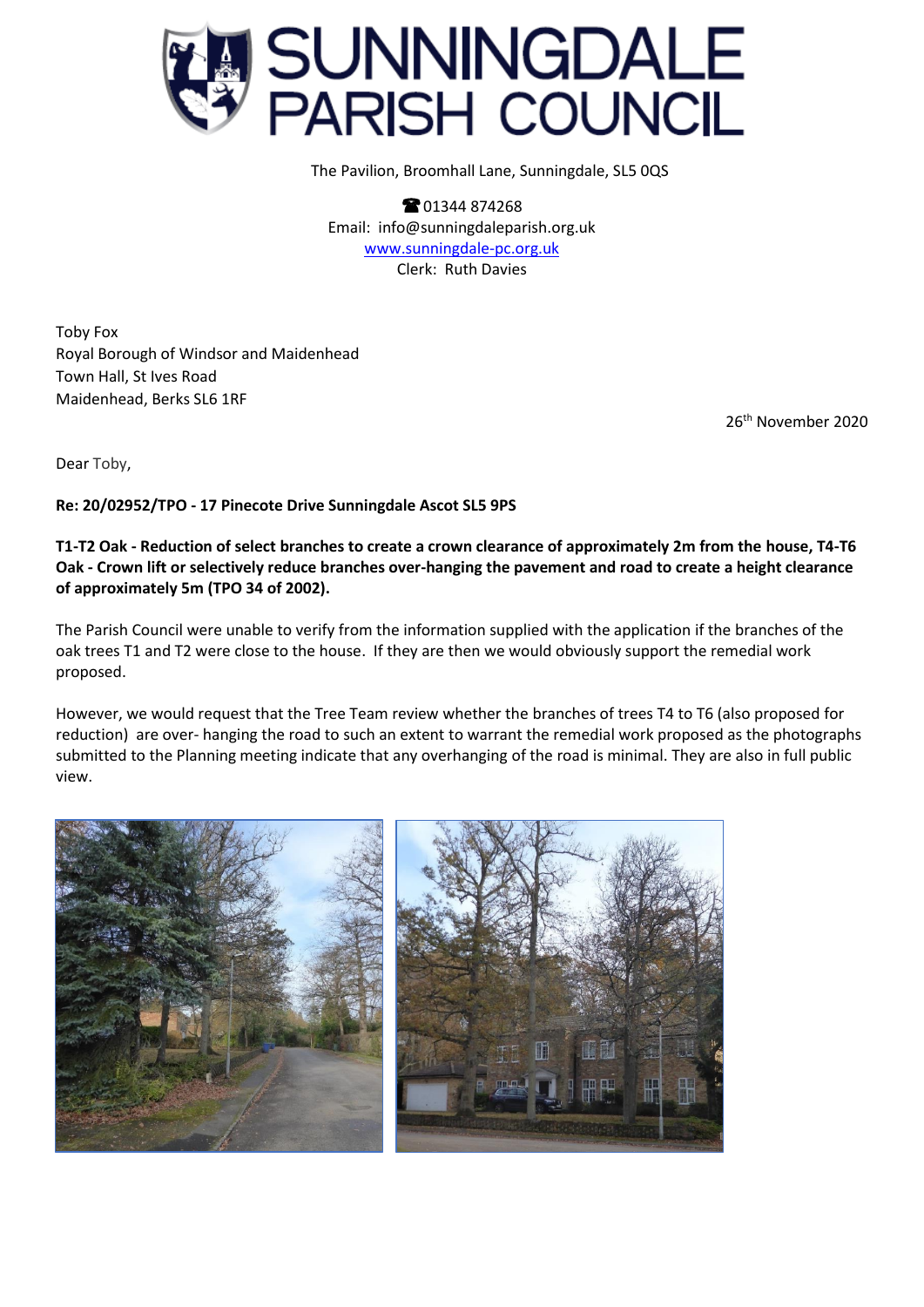# SUNNINGDALE PARISH COUNCIL

The Pavilion, Broomhall Lane, Sunningdale, SL5 0QS

☎ 01344 874268
Email: info@sunningdaleparish.org.uk
www.sunningdale-pc.org.uk
Clerk: Ruth Davies

Toby Fox
Royal Borough of Windsor and Maidenhead
Town Hall, St Ives Road
Maidenhead, Berks SL6 1RF

26th November 2020

Dear Toby,

**Re: 20/02952/TPO - 17 Pinecote Drive Sunningdale Ascot SL5 9PS**

**T1-T2 Oak - Reduction of select branches to create a crown clearance of approximately 2m from the house, T4-T6 Oak - Crown lift or selectively reduce branches over-hanging the pavement and road to create a height clearance of approximately 5m (TPO 34 of 2002).**

The Parish Council were unable to verify from the information supplied with the application if the branches of the oak trees T1 and T2 were close to the house. If they are then we would obviously support the remedial work proposed.

However, we would request that the Tree Team review whether the branches of trees T4 to T6 (also proposed for reduction) are over- hanging the road to such an extent to warrant the remedial work proposed as the photographs submitted to the Planning meeting indicate that any overhanging of the road is minimal. They are also in full public view.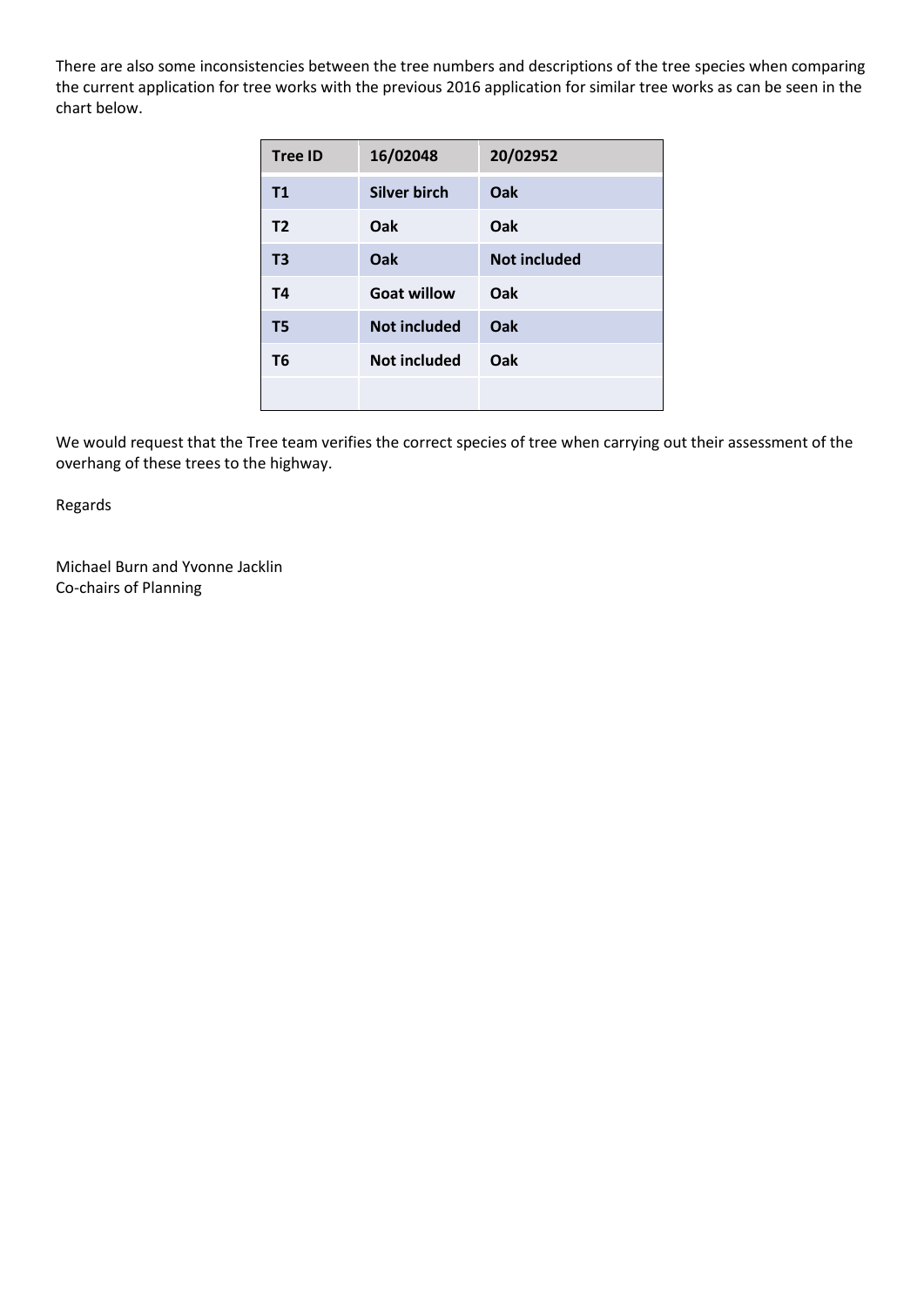There are also some inconsistencies between the tree numbers and descriptions of the tree species when comparing the current application for tree works with the previous 2016 application for similar tree works as can be seen in the chart below.

| Tree ID | 16/02048 | 20/02952 |
|---|---|---|
| T1 | Silver birch | Oak |
| T2 | Oak | Oak |
| T3 | Oak | Not included |
| T4 | Goat willow | Oak |
| T5 | Not included | Oak |
| T6 | Not included | Oak |
| | | |

We would request that the Tree team verifies the correct species of tree when carrying out their assessment of the overhang of these trees to the highway.

Regards

Michael Burn and Yvonne Jacklin
Co-chairs of Planning